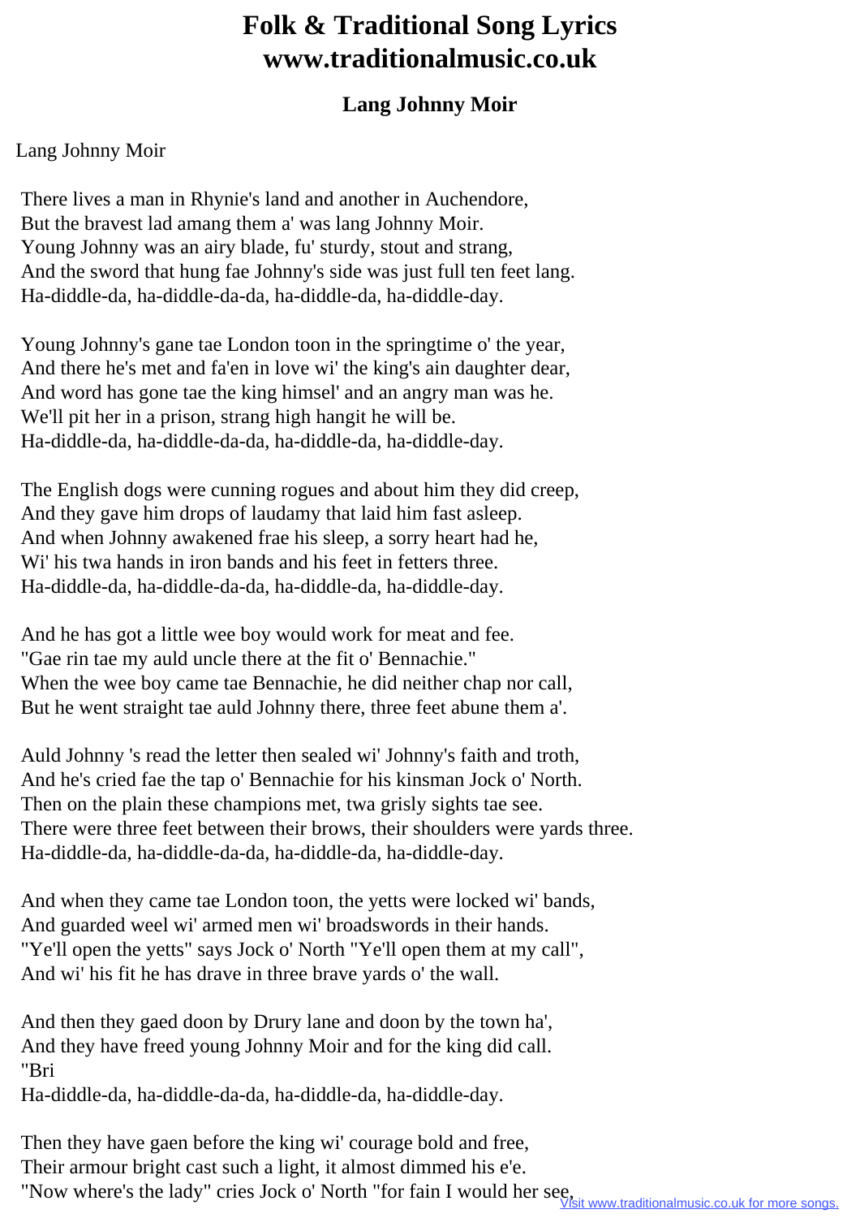# Folk & Traditional Song Lyrics
# www.traditionalmusic.co.uk

### Lang Johnny Moir

Lang Johnny Moir

There lives a man in Rhynie's land and another in Auchendore,
But the bravest lad amang them a' was lang Johnny Moir.
Young Johnny was an airy blade, fu' sturdy, stout and strang,
And the sword that hung fae Johnny's side was just full ten feet lang.
Ha-diddle-da, ha-diddle-da-da, ha-diddle-da, ha-diddle-day.

Young Johnny's gane tae London toon in the springtime o' the year,
And there he's met and fa'en in love wi' the king's ain daughter dear,
And word has gone tae the king himsel' and an angry man was he.
We'll pit her in a prison, strang high hangit he will be.
Ha-diddle-da, ha-diddle-da-da, ha-diddle-da, ha-diddle-day.

The English dogs were cunning rogues and about him they did creep,
And they gave him drops of laudamy that laid him fast asleep.
And when Johnny awakened frae his sleep, a sorry heart had he,
Wi' his twa hands in iron bands and his feet in fetters three.
Ha-diddle-da, ha-diddle-da-da, ha-diddle-da, ha-diddle-day.

And he has got a little wee boy would work for meat and fee.
"Gae rin tae my auld uncle there at the fit o' Bennachie."
When the wee boy came tae Bennachie, he did neither chap nor call,
But he went straight tae auld Johnny there, three feet abune them a'.

Auld Johnny 's read the letter then sealed wi' Johnny's faith and troth,
And he's cried fae the tap o' Bennachie for his kinsman Jock o' North.
Then on the plain these champions met, twa grisly sights tae see.
There were three feet between their brows, their shoulders were yards three.
Ha-diddle-da, ha-diddle-da-da, ha-diddle-da, ha-diddle-day.

And when they came tae London toon, the yetts were locked wi' bands,
And guarded weel wi' armed men wi' broadswords in their hands.
"Ye'll open the yetts" says Jock o' North "Ye'll open them at my call",
And wi' his fit he has drave in three brave yards o' the wall.

And then they gaed doon by Drury lane and doon by the town ha',
And they have freed young Johnny Moir and for the king did call.
"Bri
Ha-diddle-da, ha-diddle-da-da, ha-diddle-da, ha-diddle-day.

Then they have gaen before the king wi' courage bold and free,
Their armour bright cast such a light, it almost dimmed his e'e.
"Now where's the lady" cries Jock o' North "for fain I would her see,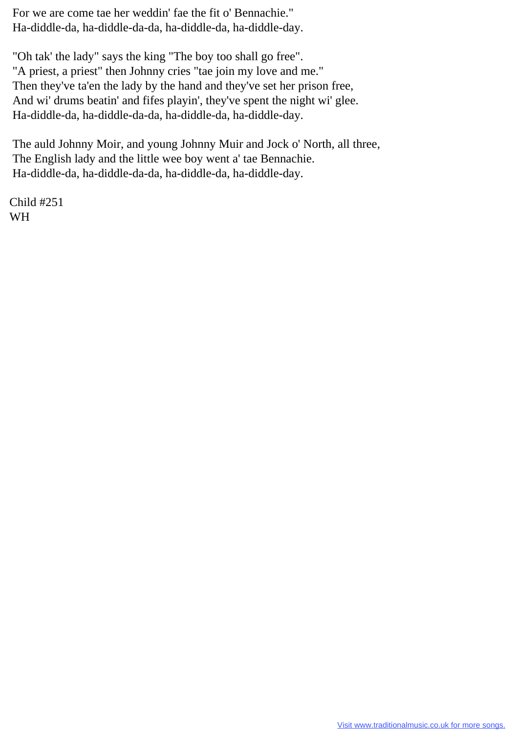For we are come tae her weddin' fae the fit o' Bennachie."
Ha-diddle-da, ha-diddle-da-da, ha-diddle-da, ha-diddle-day.

"Oh tak' the lady" says the king "The boy too shall go free".
"A priest, a priest" then Johnny cries "tae join my love and me."
Then they've ta'en the lady by the hand and they've set her prison free,
And wi' drums beatin' and fifes playin', they've spent the night wi' glee.
Ha-diddle-da, ha-diddle-da-da, ha-diddle-da, ha-diddle-day.

The auld Johnny Moir, and young Johnny Muir and Jock o' North, all three,
The English lady and the little wee boy went a' tae Bennachie.
Ha-diddle-da, ha-diddle-da-da, ha-diddle-da, ha-diddle-day.

Child #251
WH

Visit www.traditionalmusic.co.uk for more songs.